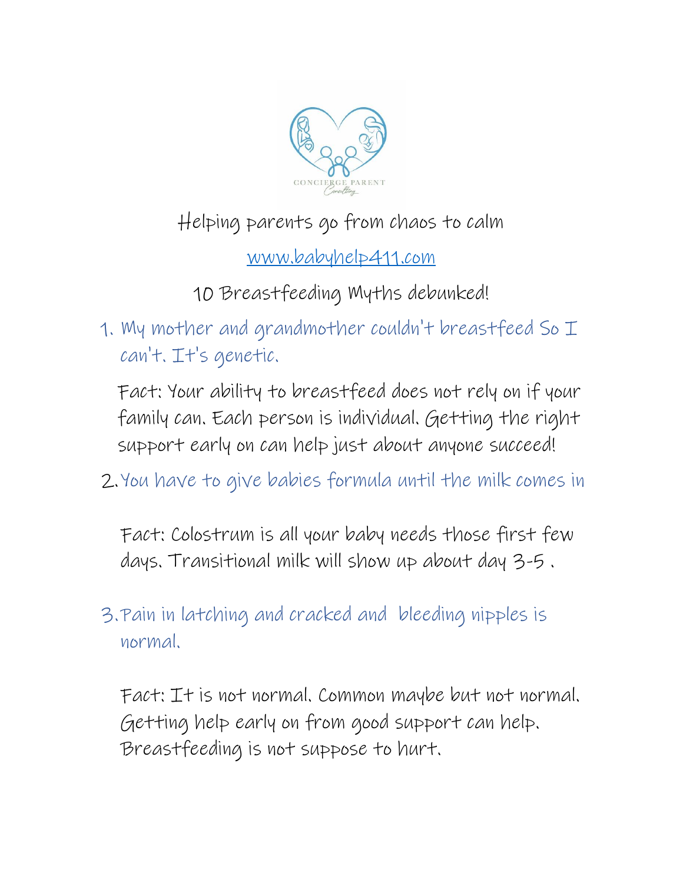CONCIERGE PARENT Consulting

Helping parents go from chaos to calm

www.babyhelp411.com

10 Breastfeeding Myths debunked!

1. My mother and grandmother couldn't breastfeed So I can't. It's genetic.

   Fact: Your ability to breastfeed does not rely on if your family can. Each person is individual. Getting the right support early on can help just about anyone succeed!

2. You have to give babies formula until the milk comes in

   Fact: Colostrum is all your baby needs those first few days. Transitional milk will show up about day 3-5 .

3. Pain in latching and cracked and bleeding nipples is normal.

   Fact: It is not normal. Common maybe but not normal. Getting help early on from good support can help. Breastfeeding is not suppose to hurt.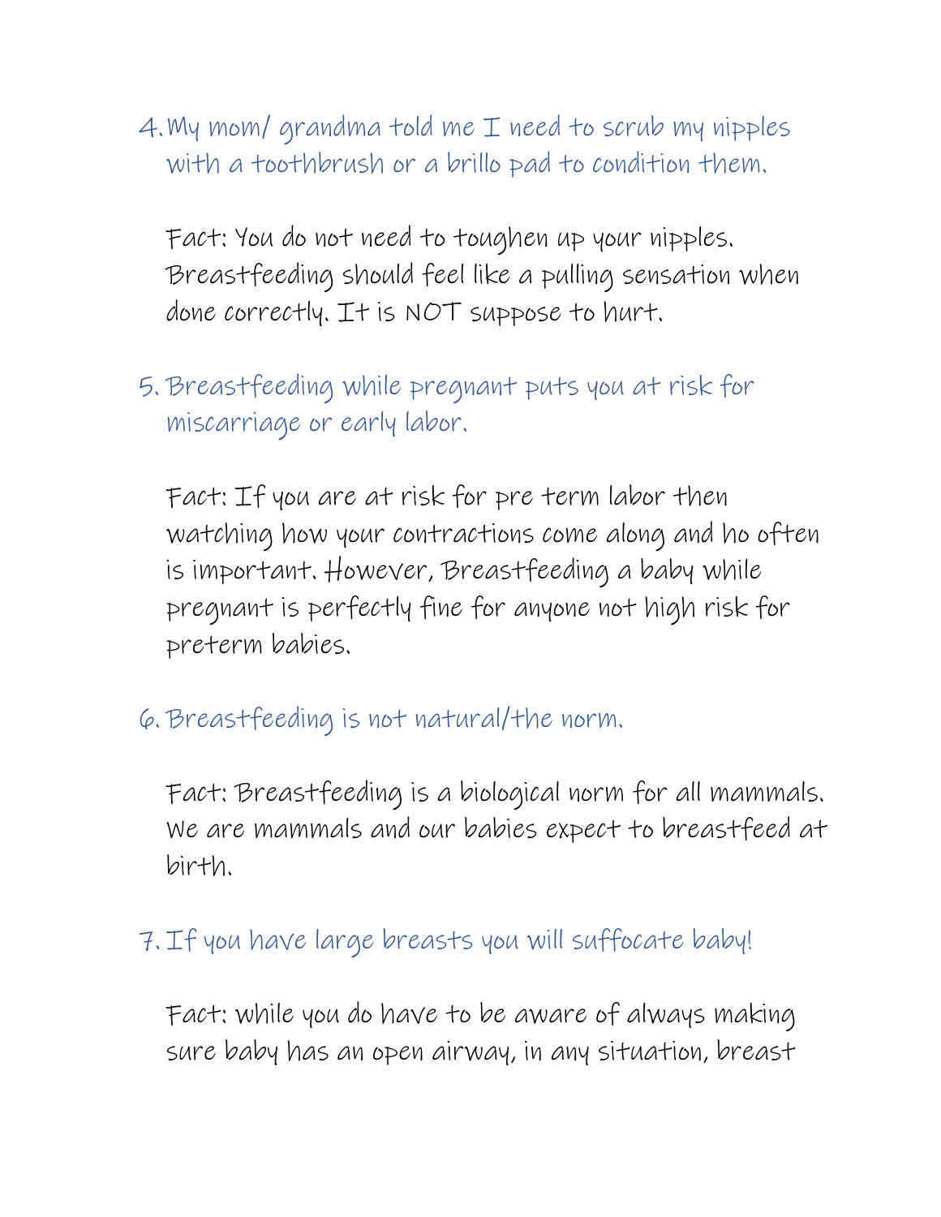4. My mom/ grandma told me I need to scrub my nipples with a toothbrush or a brillo pad to condition them.

   Fact: You do not need to toughen up your nipples. Breastfeeding should feel like a pulling sensation when done correctly. It is NOT suppose to hurt.

5. Breastfeeding while pregnant puts you at risk for miscarriage or early labor.

   Fact: If you are at risk for pre term labor then watching how your contractions come along and ho often is important. However, Breastfeeding a baby while pregnant is perfectly fine for anyone not high risk for preterm babies.

6. Breastfeeding is not natural/the norm.

   Fact: Breastfeeding is a biological norm for all mammals. We are mammals and our babies expect to breastfeed at birth.

7. If you have large breasts you will suffocate baby!

   Fact: while you do have to be aware of always making sure baby has an open airway, in any situation, breast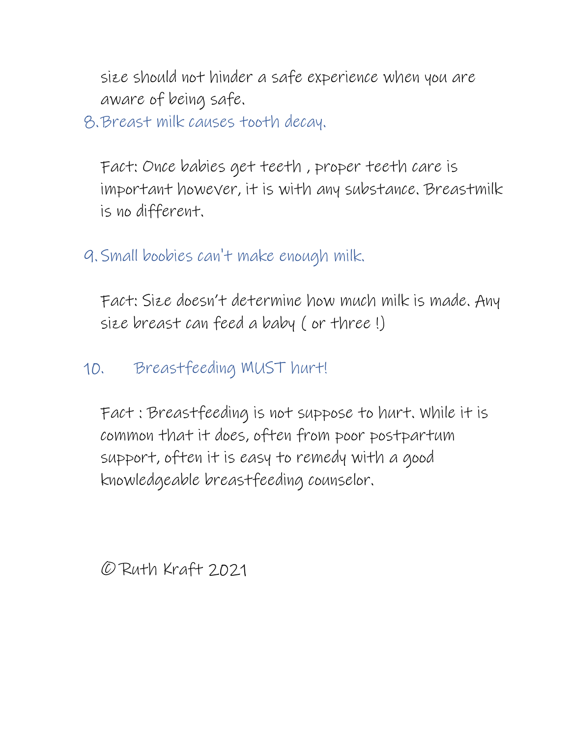size should not hinder a safe experience when you are aware of being safe.

8. Breast milk causes tooth decay.

   Fact: Once babies get teeth , proper teeth care is important however, it is with any substance. Breastmilk is no different.

9. Small boobies can't make enough milk.

   Fact: Size doesn't determine how much milk is made. Any size breast can feed a baby ( or three !)

10. Breastfeeding MUST hurt!

   Fact : Breastfeeding is not suppose to hurt. While it is common that it does, often from poor postpartum support, often it is easy to remedy with a good knowledgeable breastfeeding counselor.

© Ruth Kraft 2021